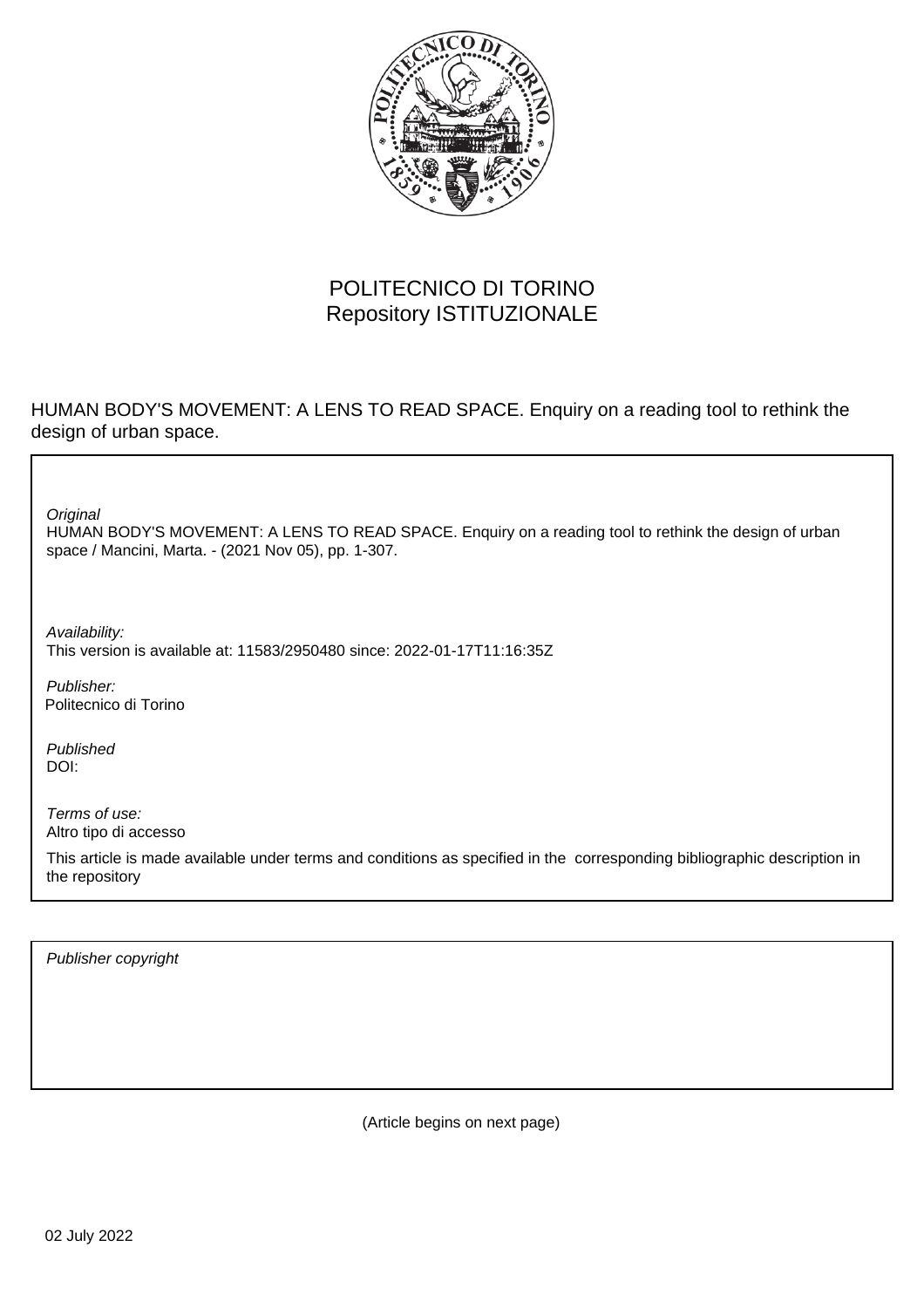POLITECNICO DI TORINO
Repository ISTITUZIONALE

HUMAN BODY'S MOVEMENT: A LENS TO READ SPACE. Enquiry on a reading tool to rethink the design of urban space.

*Original*
HUMAN BODY'S MOVEMENT: A LENS TO READ SPACE. Enquiry on a reading tool to rethink the design of urban space / Mancini, Marta. - (2021 Nov 05), pp. 1-307.

*Availability:*
This version is available at: 11583/2950480 since: 2022-01-17T11:16:35Z

*Publisher:*
Politecnico di Torino

*Published*
DOI:

*Terms of use:*
Altro tipo di accesso

This article is made available under terms and conditions as specified in the corresponding bibliographic description in the repository

*Publisher copyright*

(Article begins on next page)

02 July 2022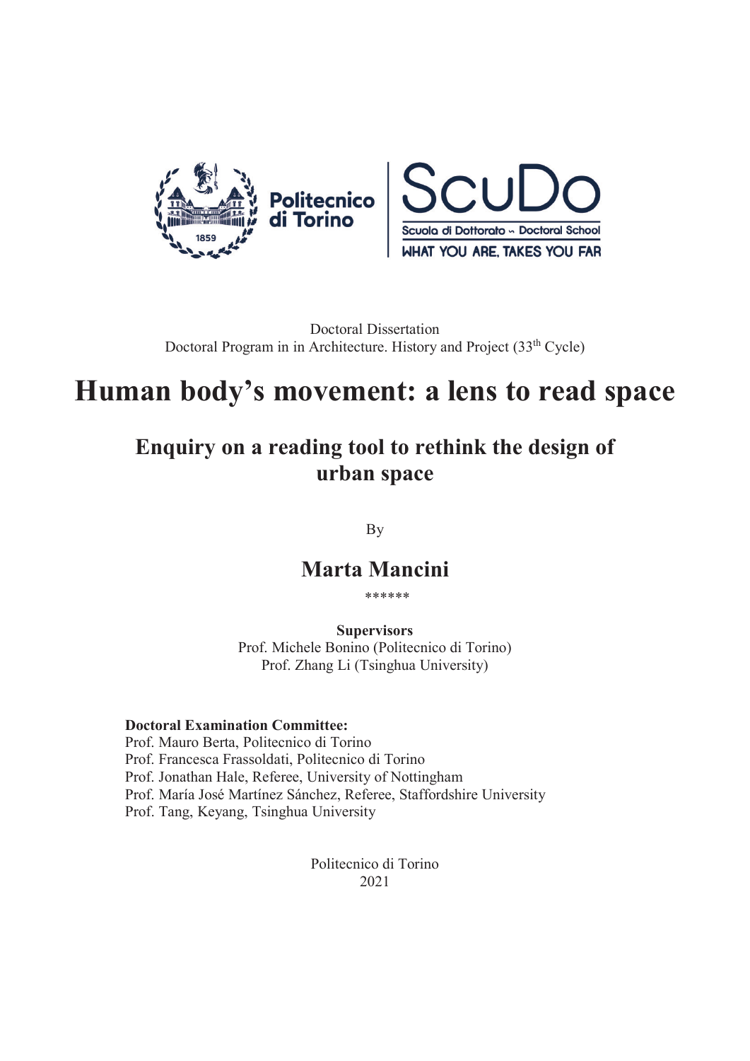Doctoral Dissertation
Doctoral Program in in Architecture. History and Project (33$^{th}$ Cycle)

# Human body's movement: a lens to read space

## Enquiry on a reading tool to rethink the design of urban space

By

## Marta Mancini

******

**Supervisors**
Prof. Michele Bonino (Politecnico di Torino)
Prof. Zhang Li (Tsinghua University)

**Doctoral Examination Committee:**
Prof. Mauro Berta, Politecnico di Torino
Prof. Francesca Frassoldati, Politecnico di Torino
Prof. Jonathan Hale, Referee, University of Nottingham
Prof. María José Martínez Sánchez, Referee, Staffordshire University
Prof. Tang, Keyang, Tsinghua University

Politecnico di Torino
2021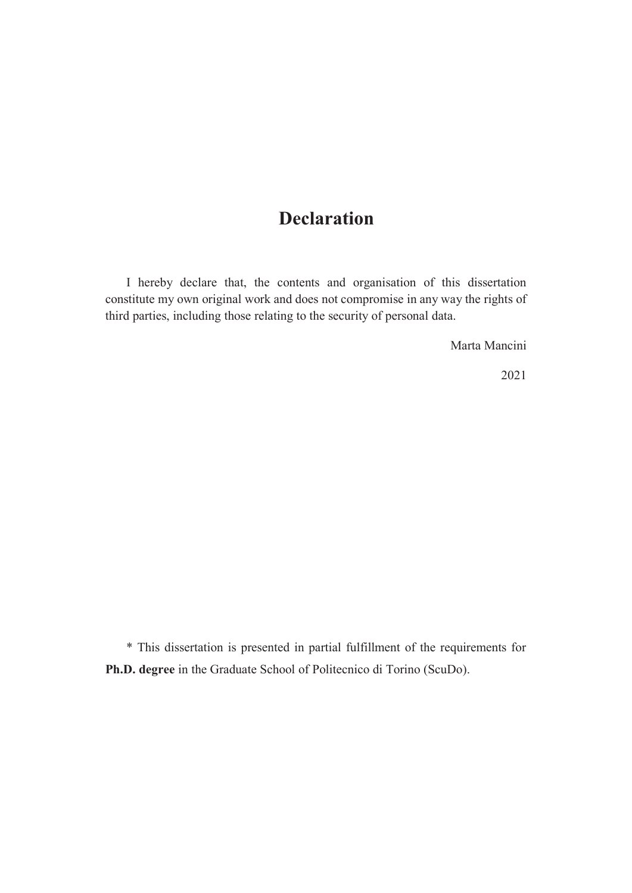# Declaration

I hereby declare that, the contents and organisation of this dissertation constitute my own original work and does not compromise in any way the rights of third parties, including those relating to the security of personal data.

Marta Mancini

2021

* This dissertation is presented in partial fulfillment of the requirements for **Ph.D. degree** in the Graduate School of Politecnico di Torino (ScuDo).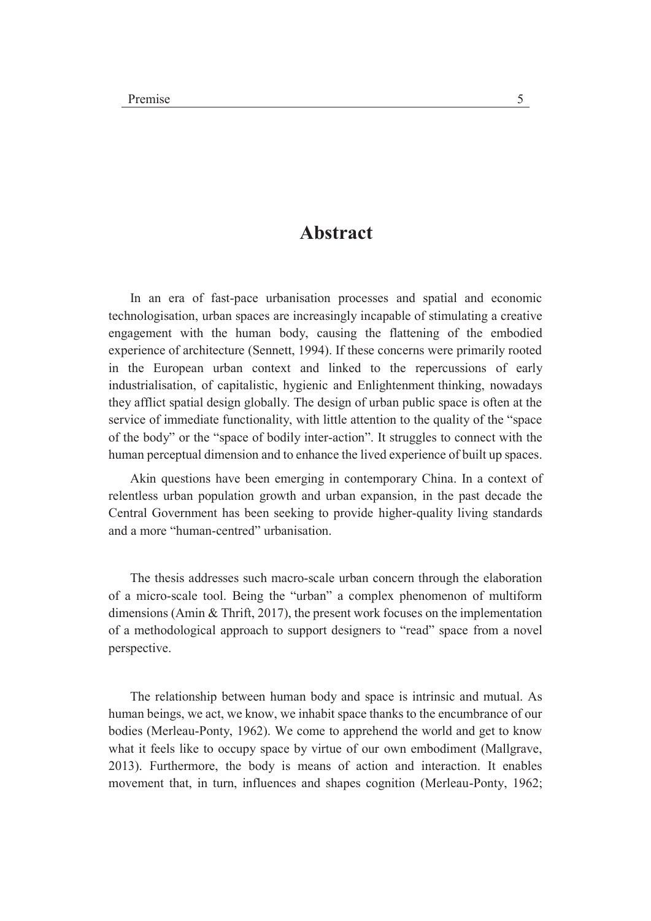# Abstract

In an era of fast-pace urbanisation processes and spatial and economic technologisation, urban spaces are increasingly incapable of stimulating a creative engagement with the human body, causing the flattening of the embodied experience of architecture (Sennett, 1994). If these concerns were primarily rooted in the European urban context and linked to the repercussions of early industrialisation, of capitalistic, hygienic and Enlightenment thinking, nowadays they afflict spatial design globally. The design of urban public space is often at the service of immediate functionality, with little attention to the quality of the "space of the body" or the "space of bodily inter-action". It struggles to connect with the human perceptual dimension and to enhance the lived experience of built up spaces.

Akin questions have been emerging in contemporary China. In a context of relentless urban population growth and urban expansion, in the past decade the Central Government has been seeking to provide higher-quality living standards and a more "human-centred" urbanisation.

The thesis addresses such macro-scale urban concern through the elaboration of a micro-scale tool. Being the "urban" a complex phenomenon of multiform dimensions (Amin & Thrift, 2017), the present work focuses on the implementation of a methodological approach to support designers to "read" space from a novel perspective.

The relationship between human body and space is intrinsic and mutual. As human beings, we act, we know, we inhabit space thanks to the encumbrance of our bodies (Merleau-Ponty, 1962). We come to apprehend the world and get to know what it feels like to occupy space by virtue of our own embodiment (Mallgrave, 2013). Furthermore, the body is means of action and interaction. It enables movement that, in turn, influences and shapes cognition (Merleau-Ponty, 1962;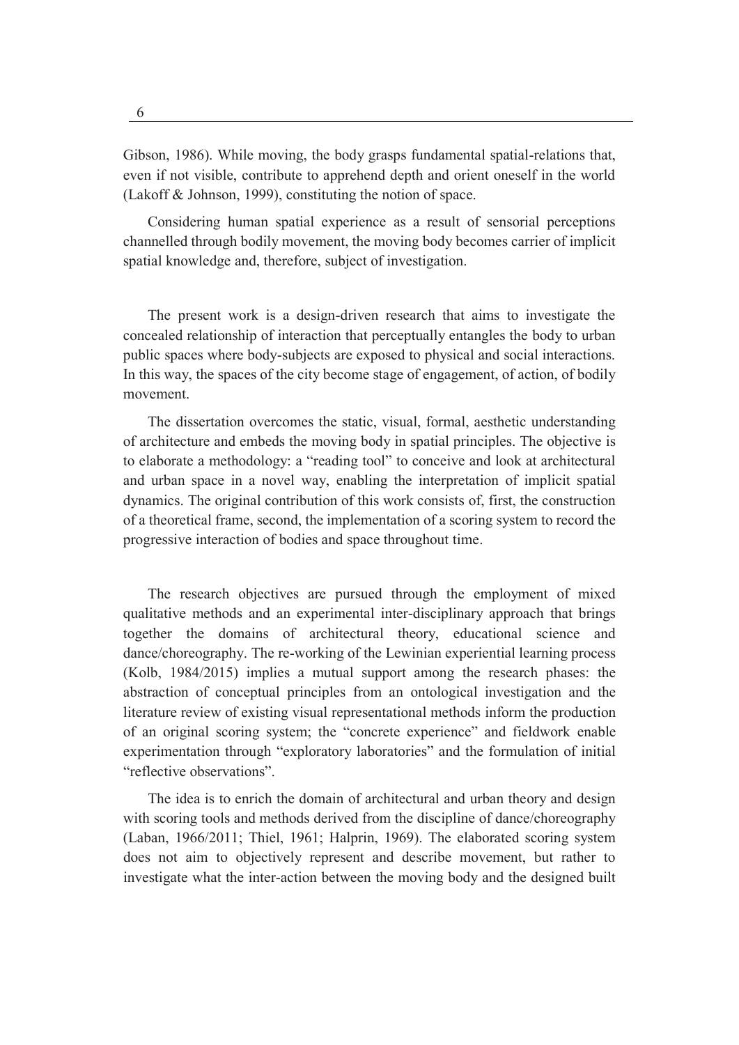Gibson, 1986). While moving, the body grasps fundamental spatial-relations that, even if not visible, contribute to apprehend depth and orient oneself in the world (Lakoff & Johnson, 1999), constituting the notion of space.

Considering human spatial experience as a result of sensorial perceptions channelled through bodily movement, the moving body becomes carrier of implicit spatial knowledge and, therefore, subject of investigation.

The present work is a design-driven research that aims to investigate the concealed relationship of interaction that perceptually entangles the body to urban public spaces where body-subjects are exposed to physical and social interactions. In this way, the spaces of the city become stage of engagement, of action, of bodily movement.

The dissertation overcomes the static, visual, formal, aesthetic understanding of architecture and embeds the moving body in spatial principles. The objective is to elaborate a methodology: a "reading tool" to conceive and look at architectural and urban space in a novel way, enabling the interpretation of implicit spatial dynamics. The original contribution of this work consists of, first, the construction of a theoretical frame, second, the implementation of a scoring system to record the progressive interaction of bodies and space throughout time.

The research objectives are pursued through the employment of mixed qualitative methods and an experimental inter-disciplinary approach that brings together the domains of architectural theory, educational science and dance/choreography. The re-working of the Lewinian experiential learning process (Kolb, 1984/2015) implies a mutual support among the research phases: the abstraction of conceptual principles from an ontological investigation and the literature review of existing visual representational methods inform the production of an original scoring system; the "concrete experience" and fieldwork enable experimentation through "exploratory laboratories" and the formulation of initial "reflective observations".

The idea is to enrich the domain of architectural and urban theory and design with scoring tools and methods derived from the discipline of dance/choreography (Laban, 1966/2011; Thiel, 1961; Halprin, 1969). The elaborated scoring system does not aim to objectively represent and describe movement, but rather to investigate what the inter-action between the moving body and the designed built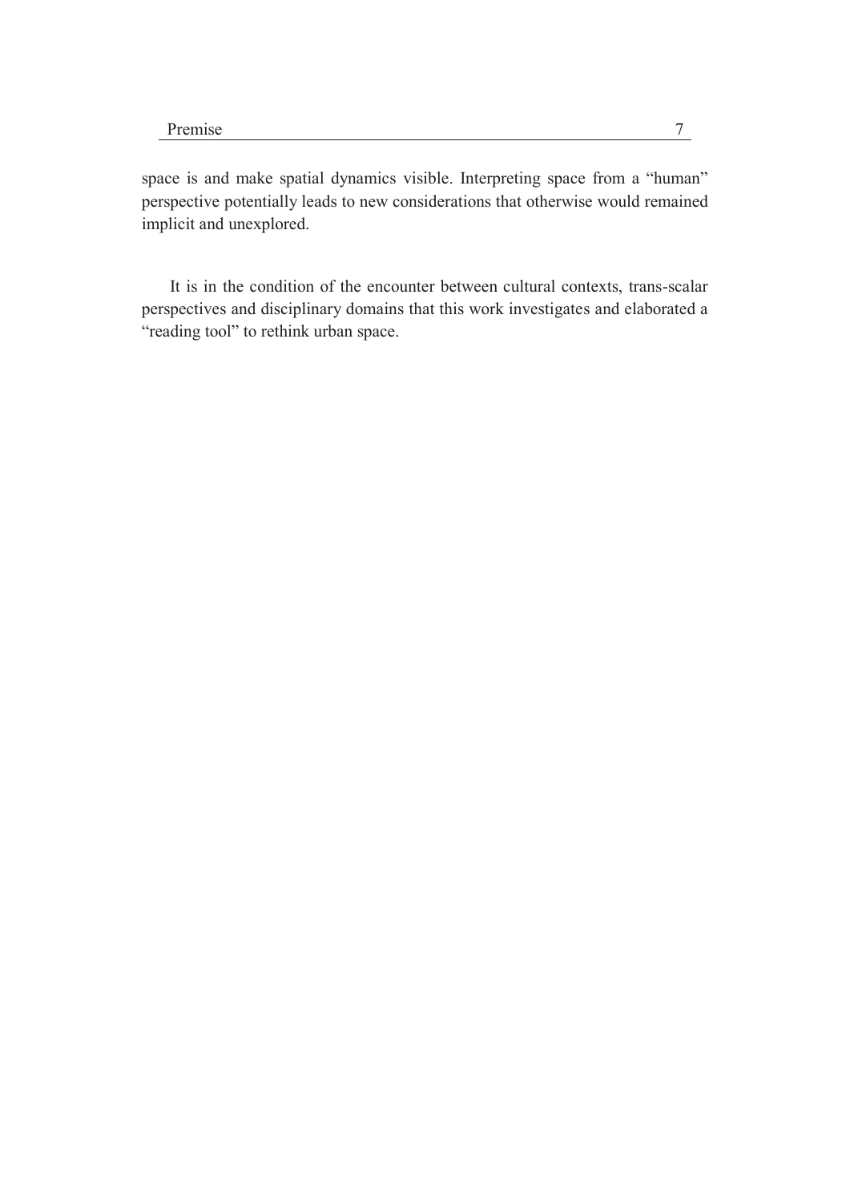space is and make spatial dynamics visible. Interpreting space from a "human" perspective potentially leads to new considerations that otherwise would remained implicit and unexplored.

It is in the condition of the encounter between cultural contexts, trans-scalar perspectives and disciplinary domains that this work investigates and elaborated a "reading tool" to rethink urban space.